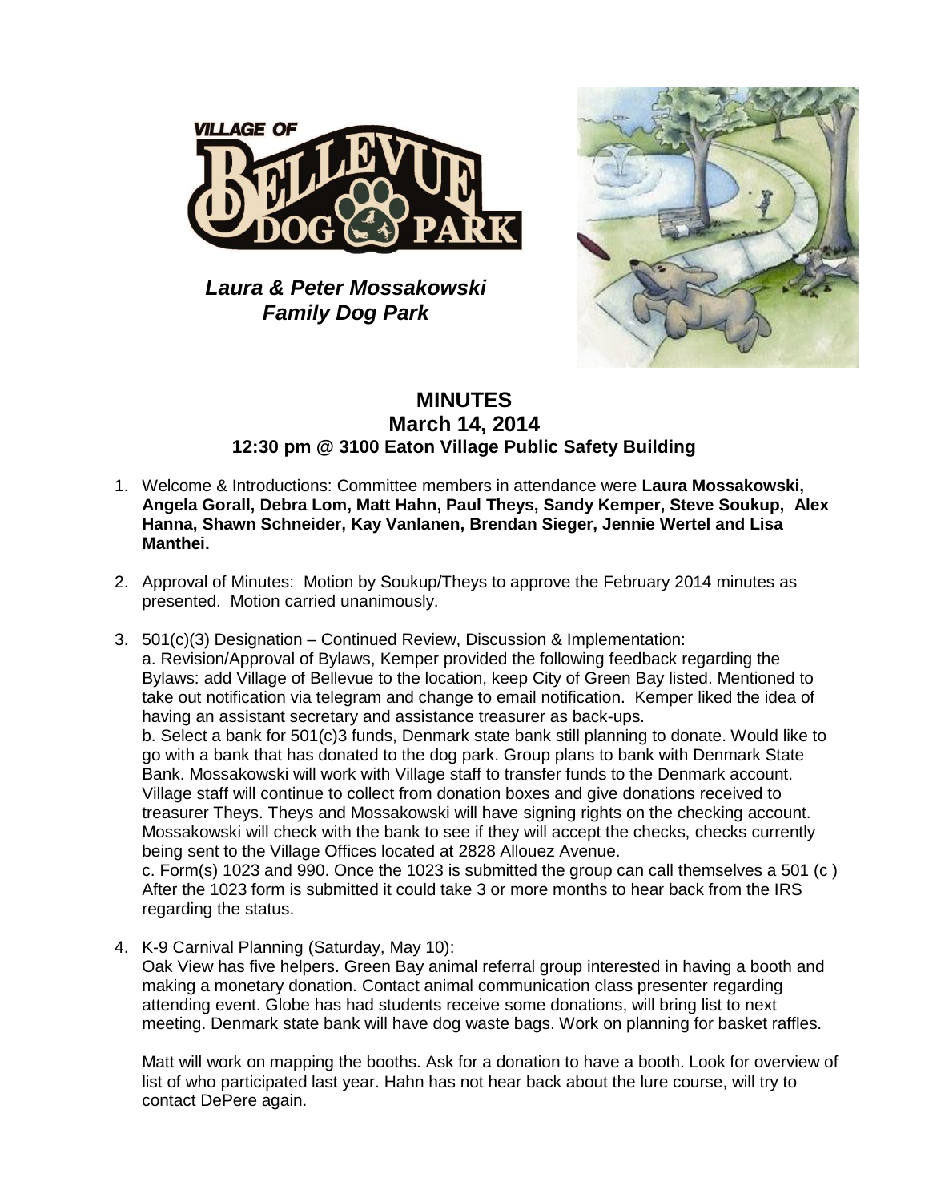***Laura & Peter Mossakowski Family Dog Park***

# MINUTES
## March 14, 2014
### 12:30 pm @ 3100 Eaton Village Public Safety Building

1. Welcome & Introductions: Committee members in attendance were **Laura Mossakowski, Angela Gorall, Debra Lom, Matt Hahn, Paul Theys, Sandy Kemper, Steve Soukup, Alex Hanna, Shawn Schneider, Kay Vanlanen, Brendan Sieger, Jennie Wertel and Lisa Manthei.**

2. Approval of Minutes: Motion by Soukup/Theys to approve the February 2014 minutes as presented. Motion carried unanimously.

3. 501(c)(3) Designation – Continued Review, Discussion & Implementation:
   a. Revision/Approval of Bylaws, Kemper provided the following feedback regarding the Bylaws: add Village of Bellevue to the location, keep City of Green Bay listed. Mentioned to take out notification via telegram and change to email notification. Kemper liked the idea of having an assistant secretary and assistance treasurer as back-ups.
   b. Select a bank for 501(c)3 funds, Denmark state bank still planning to donate. Would like to go with a bank that has donated to the dog park. Group plans to bank with Denmark State Bank. Mossakowski will work with Village staff to transfer funds to the Denmark account. Village staff will continue to collect from donation boxes and give donations received to treasurer Theys. Theys and Mossakowski will have signing rights on the checking account. Mossakowski will check with the bank to see if they will accept the checks, checks currently being sent to the Village Offices located at 2828 Allouez Avenue.
   c. Form(s) 1023 and 990. Once the 1023 is submitted the group can call themselves a 501 (c ) After the 1023 form is submitted it could take 3 or more months to hear back from the IRS regarding the status.

4. K-9 Carnival Planning (Saturday, May 10):
   Oak View has five helpers. Green Bay animal referral group interested in having a booth and making a monetary donation. Contact animal communication class presenter regarding attending event. Globe has had students receive some donations, will bring list to next meeting. Denmark state bank will have dog waste bags. Work on planning for basket raffles.

   Matt will work on mapping the booths. Ask for a donation to have a booth. Look for overview of list of who participated last year. Hahn has not hear back about the lure course, will try to contact DePere again.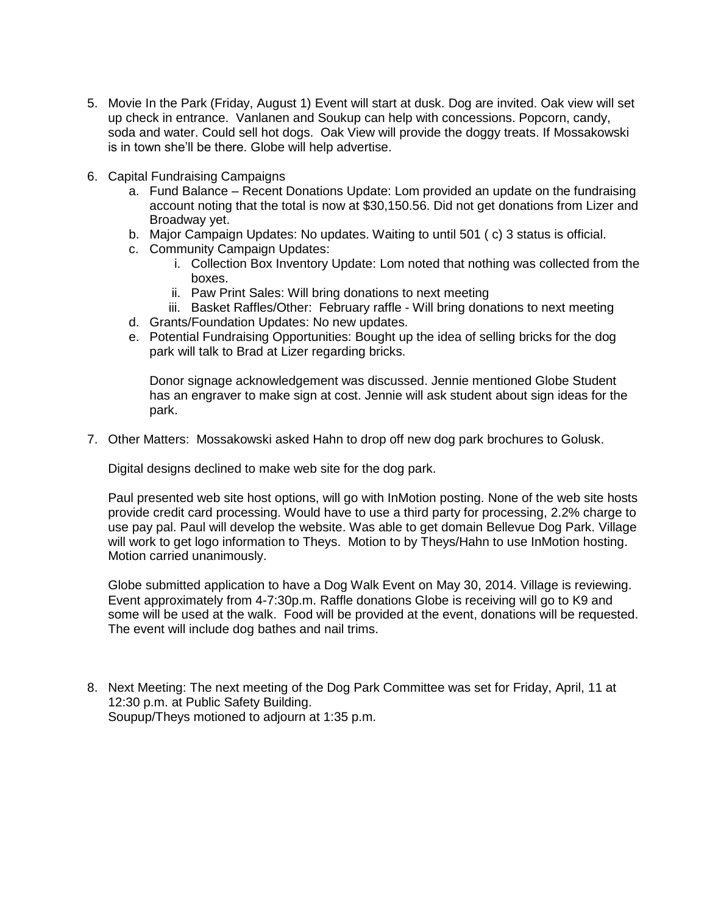5. Movie In the Park (Friday, August 1) Event will start at dusk. Dog are invited. Oak view will set up check in entrance. Vanlanen and Soukup can help with concessions. Popcorn, candy, soda and water. Could sell hot dogs. Oak View will provide the doggy treats. If Mossakowski is in town she'll be there. Globe will help advertise.

6. Capital Fundraising Campaigns
   a. Fund Balance – Recent Donations Update: Lom provided an update on the fundraising account noting that the total is now at $30,150.56. Did not get donations from Lizer and Broadway yet.
   b. Major Campaign Updates: No updates. Waiting to until 501 ( c) 3 status is official.
   c. Community Campaign Updates:
      i. Collection Box Inventory Update: Lom noted that nothing was collected from the boxes.
      ii. Paw Print Sales: Will bring donations to next meeting
      iii. Basket Raffles/Other: February raffle - Will bring donations to next meeting
   d. Grants/Foundation Updates: No new updates.
   e. Potential Fundraising Opportunities: Bought up the idea of selling bricks for the dog park will talk to Brad at Lizer regarding bricks.

      Donor signage acknowledgement was discussed. Jennie mentioned Globe Student has an engraver to make sign at cost. Jennie will ask student about sign ideas for the park.

7. Other Matters: Mossakowski asked Hahn to drop off new dog park brochures to Golusk.

   Digital designs declined to make web site for the dog park.

   Paul presented web site host options, will go with InMotion posting. None of the web site hosts provide credit card processing. Would have to use a third party for processing, 2.2% charge to use pay pal. Paul will develop the website. Was able to get domain Bellevue Dog Park. Village will work to get logo information to Theys. Motion to by Theys/Hahn to use InMotion hosting. Motion carried unanimously.

   Globe submitted application to have a Dog Walk Event on May 30, 2014. Village is reviewing. Event approximately from 4-7:30p.m. Raffle donations Globe is receiving will go to K9 and some will be used at the walk. Food will be provided at the event, donations will be requested. The event will include dog bathes and nail trims.

8. Next Meeting: The next meeting of the Dog Park Committee was set for Friday, April, 11 at 12:30 p.m. at Public Safety Building.
   Soupup/Theys motioned to adjourn at 1:35 p.m.